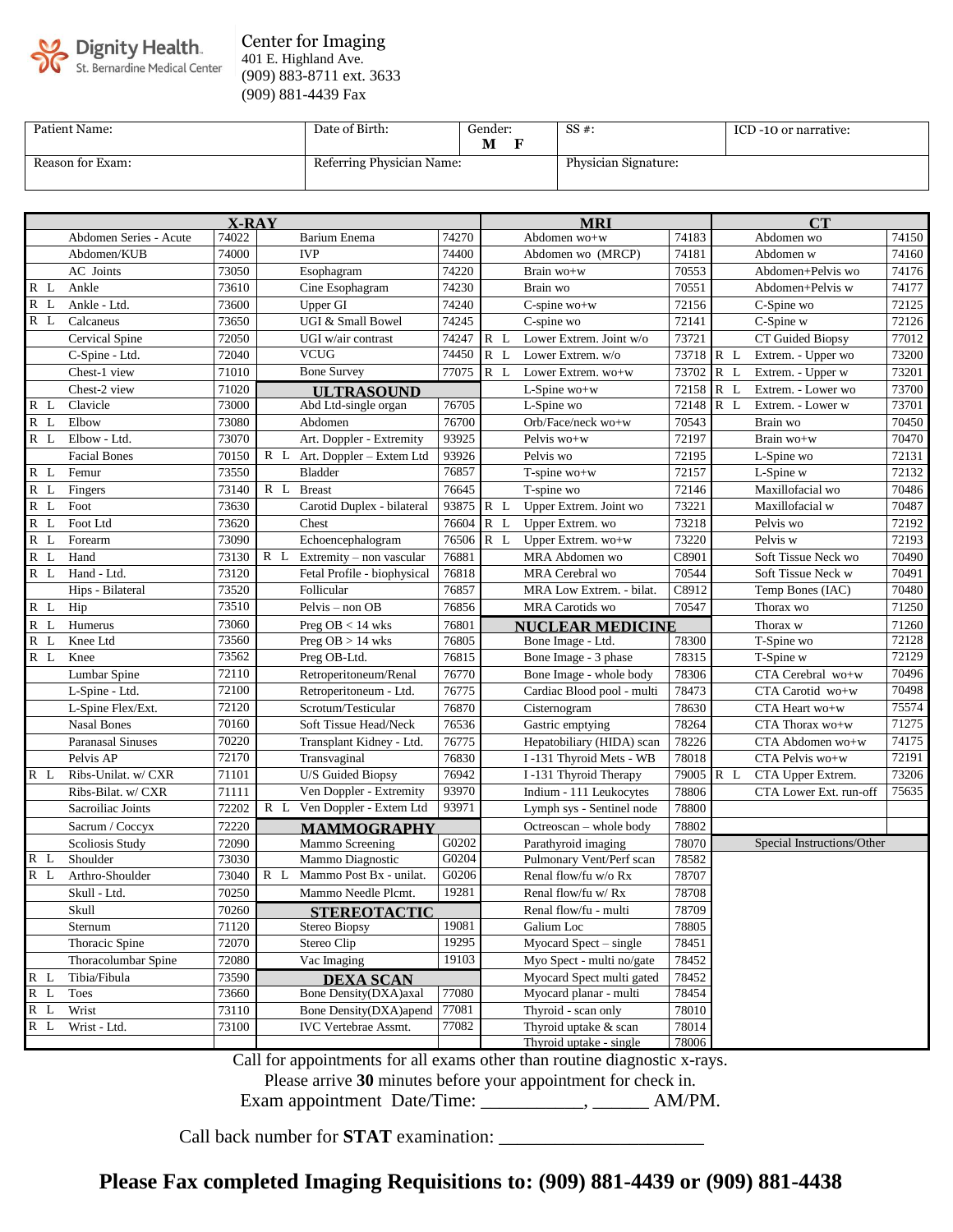Dignity Health. St. Bernardine Medical Center

**Center for Imaging**
401 E. Highland Ave.
(909) 883-8711 ext. 3633
(909) 881-4439 Fax

| Patient Name: | Date of Birth: | Gender: M F | SS #: | ICD -10 or narrative: |
|---|---|---|---|---|
| Reason for Exam: | Referring Physician Name: | | Physician Signature: | |

| | **X-RAY** | | | | | | **MRI** | | | **CT** | |
|---|---|---|---|---|---|---|---|---|---|---|---|
| | Abdomen Series - Acute | 74022 | | Barium Enema | 74270 | | Abdomen wo+w | 74183 | | Abdomen wo | 74150 |
| | Abdomen/KUB | 74000 | | IVP | 74400 | | Abdomen wo (MRCP) | 74181 | | Abdomen w | 74160 |
| | AC Joints | 73050 | | Esophagram | 74220 | | Brain wo+w | 70553 | | Abdomen+Pelvis wo | 74176 |
| R L | Ankle | 73610 | | Cine Esophagram | 74230 | | Brain wo | 70551 | | Abdomen+Pelvis w | 74177 |
| R L | Ankle - Ltd. | 73600 | | Upper GI | 74240 | | C-spine wo+w | 72156 | | C-Spine wo | 72125 |
| R L | Calcaneus | 73650 | | UGI & Small Bowel | 74245 | | C-spine wo | 72141 | | C-Spine w | 72126 |
| | Cervical Spine | 72050 | | UGI w/air contrast | 74247 | R L | Lower Extrem. Joint w/o | 73721 | | CT Guided Biopsy | 77012 |
| | C-Spine - Ltd. | 72040 | | VCUG | 74450 | R L | Lower Extrem. w/o | 73718 | R L | Extrem. - Upper wo | 73200 |
| | Chest-1 view | 71010 | | Bone Survey | 77075 | R L | Lower Extrem. wo+w | 73702 | R L | Extrem. - Upper w | 73201 |
| | Chest-2 view | 71020 | | **ULTRASOUND** | | | L-Spine wo+w | 72158 | R L | Extrem. - Lower wo | 73700 |
| R L | Clavicle | 73000 | | Abd Ltd-single organ | 76705 | | L-Spine wo | 72148 | R L | Extrem. - Lower w | 73701 |
| R L | Elbow | 73080 | | Abdomen | 76700 | | Orb/Face/neck wo+w | 70543 | | Brain wo | 70450 |
| R L | Elbow - Ltd. | 73070 | | Art. Doppler - Extremity | 93925 | | Pelvis wo+w | 72197 | | Brain wo+w | 70470 |
| | Facial Bones | 70150 | R L | Art. Doppler – Extem Ltd | 93926 | | Pelvis wo | 72195 | | L-Spine wo | 72131 |
| R L | Femur | 73550 | | Bladder | 76857 | | T-spine wo+w | 72157 | | L-Spine w | 72132 |
| R L | Fingers | 73140 | R L | Breast | 76645 | | T-spine wo | 72146 | | Maxillofacial wo | 70486 |
| R L | Foot | 73630 | | Carotid Duplex - bilateral | 93875 | R L | Upper Extrem. Joint wo | 73221 | | Maxillofacial w | 70487 |
| R L | Foot Ltd | 73620 | | Chest | 76604 | R L | Upper Extrem. wo | 73218 | | Pelvis wo | 72192 |
| R L | Forearm | 73090 | | Echoencephalogram | 76506 | R L | Upper Extrem. wo+w | 73220 | | Pelvis w | 72193 |
| R L | Hand | 73130 | R L | Extremity – non vascular | 76881 | | MRA Abdomen wo | C8901 | | Soft Tissue Neck wo | 70490 |
| R L | Hand - Ltd. | 73120 | | Fetal Profile - biophysical | 76818 | | MRA Cerebral wo | 70544 | | Soft Tissue Neck w | 70491 |
| | Hips - Bilateral | 73520 | | Follicular | 76857 | | MRA Low Extrem. - bilat. | C8912 | | Temp Bones (IAC) | 70480 |
| R L | Hip | 73510 | | Pelvis – non OB | 76856 | | MRA Carotids wo | 70547 | | Thorax wo | 71250 |
| R L | Humerus | 73060 | | Preg OB < 14 wks | 76801 | | **NUCLEAR MEDICINE** | | | Thorax w | 71260 |
| R L | Knee Ltd | 73560 | | Preg OB > 14 wks | 76805 | | Bone Image - Ltd. | 78300 | | T-Spine wo | 72128 |
| R L | Knee | 73562 | | Preg OB-Ltd. | 76815 | | Bone Image - 3 phase | 78315 | | T-Spine w | 72129 |
| | Lumbar Spine | 72110 | | Retroperitoneum/Renal | 76770 | | Bone Image - whole body | 78306 | | CTA Cerebral wo+w | 70496 |
| | L-Spine - Ltd. | 72100 | | Retroperitoneum - Ltd. | 76775 | | Cardiac Blood pool - multi | 78473 | | CTA Carotid wo+w | 70498 |
| | L-Spine Flex/Ext. | 72120 | | Scrotum/Testicular | 76870 | | Cisternogram | 78630 | | CTA Heart wo+w | 75574 |
| | Nasal Bones | 70160 | | Soft Tissue Head/Neck | 76536 | | Gastric emptying | 78264 | | CTA Thorax wo+w | 71275 |
| | Paranasal Sinuses | 70220 | | Transplant Kidney - Ltd. | 76775 | | Hepatobiliary (HIDA) scan | 78226 | | CTA Abdomen wo+w | 74175 |
| | Pelvis AP | 72170 | | Transvaginal | 76830 | | I -131 Thyroid Mets - WB | 78018 | | CTA Pelvis wo+w | 72191 |
| R L | Ribs-Unilat. w/ CXR | 71101 | | U/S Guided Biopsy | 76942 | | I -131 Thyroid Therapy | 79005 | R L | CTA Upper Extrem. | 73206 |
| | Ribs-Bilat. w/ CXR | 71111 | | Ven Doppler - Extremity | 93970 | | Indium - 111 Leukocytes | 78806 | | CTA Lower Ext. run-off | 75635 |
| | Sacroiliac Joints | 72202 | R L | Ven Doppler - Extem Ltd | 93971 | | Lymph sys - Sentinel node | 78800 | | | |
| | Sacrum / Coccyx | 72220 | | **MAMMOGRAPHY** | | | Octreoscan – whole body | 78802 | | | |
| | Scoliosis Study | 72090 | | Mammo Screening | G0202 | | Parathyroid imaging | 78070 | | Special Instructions/Other | |
| R L | Shoulder | 73030 | | Mammo Diagnostic | G0204 | | Pulmonary Vent/Perf scan | 78582 | | | |
| R L | Arthro-Shoulder | 73040 | R L | Mammo Post Bx - unilat. | G0206 | | Renal flow/fu w/o Rx | 78707 | | | |
| | Skull - Ltd. | 70250 | | Mammo Needle Plcmt. | 19281 | | Renal flow/fu w/ Rx | 78708 | | | |
| | Skull | 70260 | | **STEREOTACTIC** | | | Renal flow/fu - multi | 78709 | | | |
| | Sternum | 71120 | | Stereo Biopsy | 19081 | | Galium Loc | 78805 | | | |
| | Thoracic Spine | 72070 | | Stereo Clip | 19295 | | Myocard Spect – single | 78451 | | | |
| | Thoracolumbar Spine | 72080 | | Vac Imaging | 19103 | | Myo Spect - multi no/gate | 78452 | | | |
| R L | Tibia/Fibula | 73590 | | **DEXA SCAN** | | | Myocard Spect multi gated | 78452 | | | |
| R L | Toes | 73660 | | Bone Density(DXA)axal | 77080 | | Myocard planar - multi | 78454 | | | |
| R L | Wrist | 73110 | | Bone Density(DXA)apend | 77081 | | Thyroid - scan only | 78010 | | | |
| R L | Wrist - Ltd. | 73100 | | IVC Vertebrae Assmt. | 77082 | | Thyroid uptake & scan | 78014 | | | |
| | | | | | | | Thyroid uptake - single | 78006 | | | |

Call for appointments for all exams other than routine diagnostic x-rays.

Please arrive **30** minutes before your appointment for check in.

Exam appointment Date/Time: ___________, ______ AM/PM.

Call back number for **STAT** examination: ______________________

**Please Fax completed Imaging Requisitions to: (909) 881-4439 or (909) 881-4438**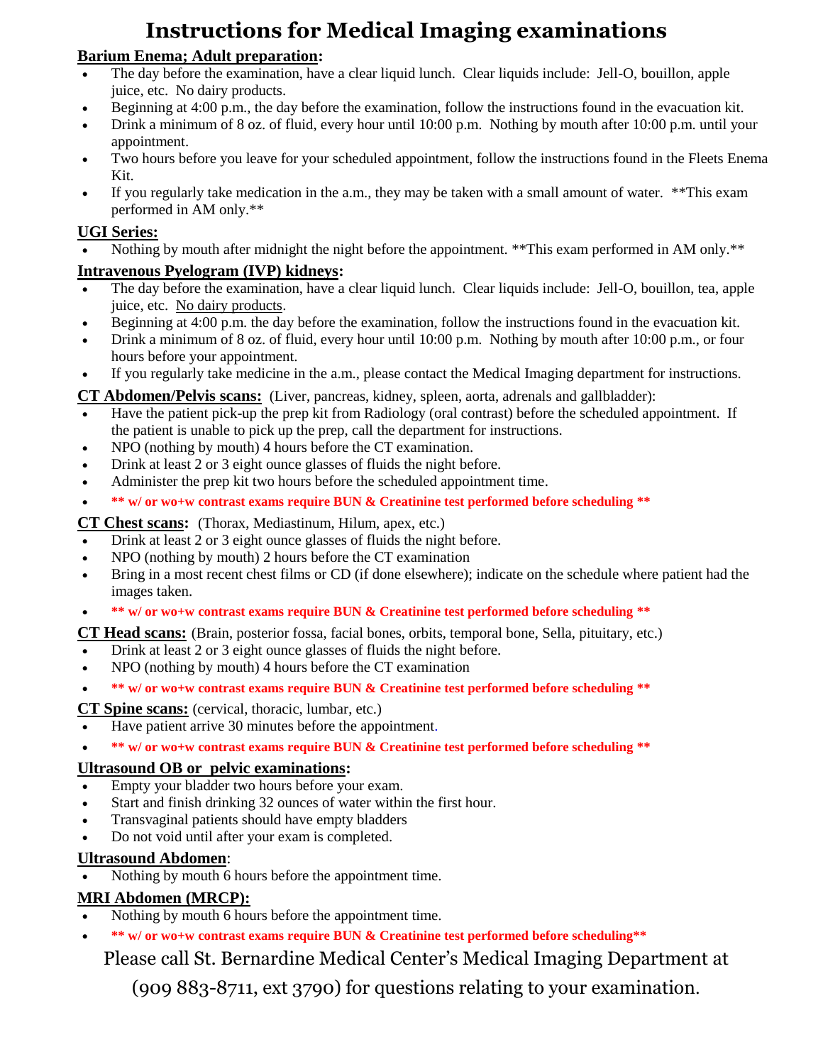# Instructions for Medical Imaging examinations

**Barium Enema; Adult preparation:**

- The day before the examination, have a clear liquid lunch. Clear liquids include: Jell-O, bouillon, apple juice, etc. No dairy products.
- Beginning at 4:00 p.m., the day before the examination, follow the instructions found in the evacuation kit.
- Drink a minimum of 8 oz. of fluid, every hour until 10:00 p.m. Nothing by mouth after 10:00 p.m. until your appointment.
- Two hours before you leave for your scheduled appointment, follow the instructions found in the Fleets Enema Kit.
- If you regularly take medication in the a.m., they may be taken with a small amount of water. **This exam performed in AM only.**

**UGI Series:**

- Nothing by mouth after midnight the night before the appointment. **This exam performed in AM only.**

**Intravenous Pyelogram (IVP) kidneys:**

- The day before the examination, have a clear liquid lunch. Clear liquids include: Jell-O, bouillon, tea, apple juice, etc. No dairy products.
- Beginning at 4:00 p.m. the day before the examination, follow the instructions found in the evacuation kit.
- Drink a minimum of 8 oz. of fluid, every hour until 10:00 p.m. Nothing by mouth after 10:00 p.m., or four hours before your appointment.
- If you regularly take medicine in the a.m., please contact the Medical Imaging department for instructions.

**CT Abdomen/Pelvis scans:** (Liver, pancreas, kidney, spleen, aorta, adrenals and gallbladder):

- Have the patient pick-up the prep kit from Radiology (oral contrast) before the scheduled appointment. If the patient is unable to pick up the prep, call the department for instructions.
- NPO (nothing by mouth) 4 hours before the CT examination.
- Drink at least 2 or 3 eight ounce glasses of fluids the night before.
- Administer the prep kit two hours before the scheduled appointment time.
- **\*\* w/ or wo+w contrast exams require BUN & Creatinine test performed before scheduling \*\***

**CT Chest scans:** (Thorax, Mediastinum, Hilum, apex, etc.)

- Drink at least 2 or 3 eight ounce glasses of fluids the night before.
- NPO (nothing by mouth) 2 hours before the CT examination
- Bring in a most recent chest films or CD (if done elsewhere); indicate on the schedule where patient had the images taken.
- **\*\* w/ or wo+w contrast exams require BUN & Creatinine test performed before scheduling \*\***

**CT Head scans:** (Brain, posterior fossa, facial bones, orbits, temporal bone, Sella, pituitary, etc.)

- Drink at least 2 or 3 eight ounce glasses of fluids the night before.
- NPO (nothing by mouth) 4 hours before the CT examination
- **\*\* w/ or wo+w contrast exams require BUN & Creatinine test performed before scheduling \*\***

**CT Spine scans:** (cervical, thoracic, lumbar, etc.)

- Have patient arrive 30 minutes before the appointment.
- **\*\* w/ or wo+w contrast exams require BUN & Creatinine test performed before scheduling \*\***

**Ultrasound OB or pelvic examinations:**

- Empty your bladder two hours before your exam.
- Start and finish drinking 32 ounces of water within the first hour.
- Transvaginal patients should have empty bladders
- Do not void until after your exam is completed.

**Ultrasound Abdomen:**

- Nothing by mouth 6 hours before the appointment time.

**MRI Abdomen (MRCP):**

- Nothing by mouth 6 hours before the appointment time.
- **\*\* w/ or wo+w contrast exams require BUN & Creatinine test performed before scheduling\*\***

Please call St. Bernardine Medical Center's Medical Imaging Department at (909 883-8711, ext 3790) for questions relating to your examination.